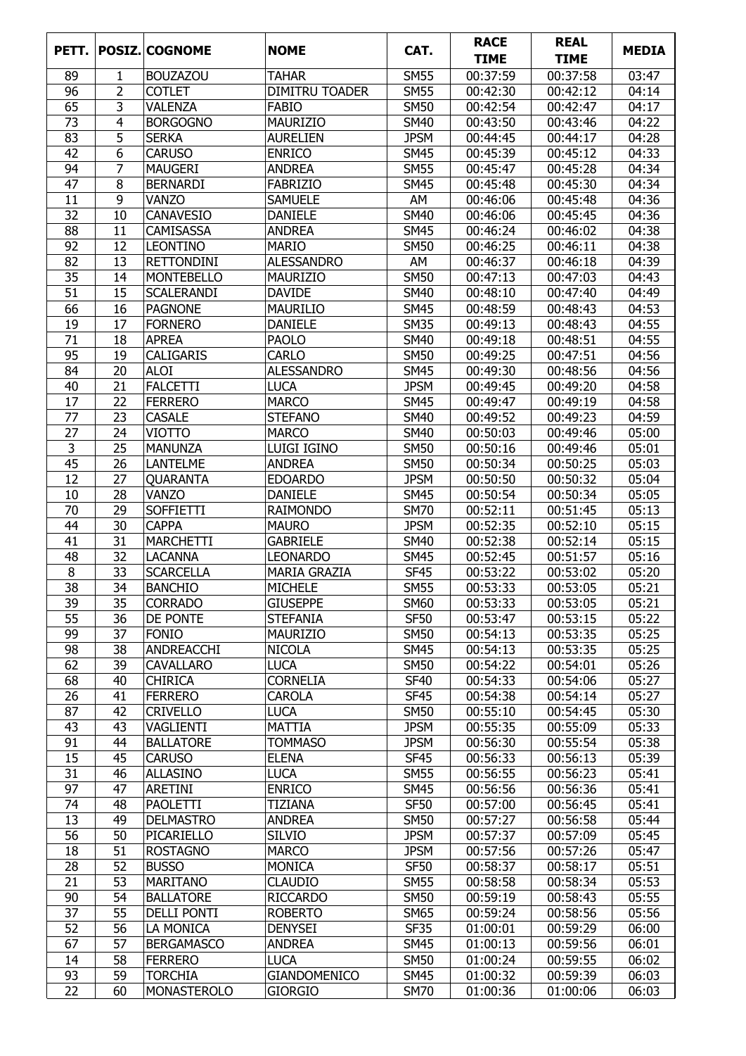| PETT. | POSIZ. | COGNOME | NOME | CAT. | RACE TIME | REAL TIME | MEDIA |
|---|---|---|---|---|---|---|---|
| 89 | 1 | BOUZAZOU | TAHAR | SM55 | 00:37:59 | 00:37:58 | 03:47 |
| 96 | 2 | COTLET | DIMITRU TOADER | SM55 | 00:42:30 | 00:42:12 | 04:14 |
| 65 | 3 | VALENZA | FABIO | SM50 | 00:42:54 | 00:42:47 | 04:17 |
| 73 | 4 | BORGOGNO | MAURIZIO | SM40 | 00:43:50 | 00:43:46 | 04:22 |
| 83 | 5 | SERKA | AURELIEN | JPSM | 00:44:45 | 00:44:17 | 04:28 |
| 42 | 6 | CARUSO | ENRICO | SM45 | 00:45:39 | 00:45:12 | 04:33 |
| 94 | 7 | MAUGERI | ANDREA | SM55 | 00:45:47 | 00:45:28 | 04:34 |
| 47 | 8 | BERNARDI | FABRIZIO | SM45 | 00:45:48 | 00:45:30 | 04:34 |
| 11 | 9 | VANZO | SAMUELE | AM | 00:46:06 | 00:45:48 | 04:36 |
| 32 | 10 | CANAVESIO | DANIELE | SM40 | 00:46:06 | 00:45:45 | 04:36 |
| 88 | 11 | CAMISASSA | ANDREA | SM45 | 00:46:24 | 00:46:02 | 04:38 |
| 92 | 12 | LEONTINO | MARIO | SM50 | 00:46:25 | 00:46:11 | 04:38 |
| 82 | 13 | RETTONDINI | ALESSANDRO | AM | 00:46:37 | 00:46:18 | 04:39 |
| 35 | 14 | MONTEBELLO | MAURIZIO | SM50 | 00:47:13 | 00:47:03 | 04:43 |
| 51 | 15 | SCALERANDI | DAVIDE | SM40 | 00:48:10 | 00:47:40 | 04:49 |
| 66 | 16 | PAGNONE | MAURILIO | SM45 | 00:48:59 | 00:48:43 | 04:53 |
| 19 | 17 | FORNERO | DANIELE | SM35 | 00:49:13 | 00:48:43 | 04:55 |
| 71 | 18 | APREA | PAOLO | SM40 | 00:49:18 | 00:48:51 | 04:55 |
| 95 | 19 | CALIGARIS | CARLO | SM50 | 00:49:25 | 00:47:51 | 04:56 |
| 84 | 20 | ALOI | ALESSANDRO | SM45 | 00:49:30 | 00:48:56 | 04:56 |
| 40 | 21 | FALCETTI | LUCA | JPSM | 00:49:45 | 00:49:20 | 04:58 |
| 17 | 22 | FERRERO | MARCO | SM45 | 00:49:47 | 00:49:19 | 04:58 |
| 77 | 23 | CASALE | STEFANO | SM40 | 00:49:52 | 00:49:23 | 04:59 |
| 27 | 24 | VIOTTO | MARCO | SM40 | 00:50:03 | 00:49:46 | 05:00 |
| 3 | 25 | MANUNZA | LUIGI IGINO | SM50 | 00:50:16 | 00:49:46 | 05:01 |
| 45 | 26 | LANTELME | ANDREA | SM50 | 00:50:34 | 00:50:25 | 05:03 |
| 12 | 27 | QUARANTA | EDOARDO | JPSM | 00:50:50 | 00:50:32 | 05:04 |
| 10 | 28 | VANZO | DANIELE | SM45 | 00:50:54 | 00:50:34 | 05:05 |
| 70 | 29 | SOFFIETTI | RAIMONDO | SM70 | 00:52:11 | 00:51:45 | 05:13 |
| 44 | 30 | CAPPA | MAURO | JPSM | 00:52:35 | 00:52:10 | 05:15 |
| 41 | 31 | MARCHETTI | GABRIELE | SM40 | 00:52:38 | 00:52:14 | 05:15 |
| 48 | 32 | LACANNA | LEONARDO | SM45 | 00:52:45 | 00:51:57 | 05:16 |
| 8 | 33 | SCARCELLA | MARIA GRAZIA | SF45 | 00:53:22 | 00:53:02 | 05:20 |
| 38 | 34 | BANCHIO | MICHELE | SM55 | 00:53:33 | 00:53:05 | 05:21 |
| 39 | 35 | CORRADO | GIUSEPPE | SM60 | 00:53:33 | 00:53:05 | 05:21 |
| 55 | 36 | DE PONTE | STEFANIA | SF50 | 00:53:47 | 00:53:15 | 05:22 |
| 99 | 37 | FONIO | MAURIZIO | SM50 | 00:54:13 | 00:53:35 | 05:25 |
| 98 | 38 | ANDREACCHI | NICOLA | SM45 | 00:54:13 | 00:53:35 | 05:25 |
| 62 | 39 | CAVALLARO | LUCA | SM50 | 00:54:22 | 00:54:01 | 05:26 |
| 68 | 40 | CHIRICA | CORNELIA | SF40 | 00:54:33 | 00:54:06 | 05:27 |
| 26 | 41 | FERRERO | CAROLA | SF45 | 00:54:38 | 00:54:14 | 05:27 |
| 87 | 42 | CRIVELLO | LUCA | SM50 | 00:55:10 | 00:54:45 | 05:30 |
| 43 | 43 | VAGLIENTI | MATTIA | JPSM | 00:55:35 | 00:55:09 | 05:33 |
| 91 | 44 | BALLATORE | TOMMASO | JPSM | 00:56:30 | 00:55:54 | 05:38 |
| 15 | 45 | CARUSO | ELENA | SF45 | 00:56:33 | 00:56:13 | 05:39 |
| 31 | 46 | ALLASINO | LUCA | SM55 | 00:56:55 | 00:56:23 | 05:41 |
| 97 | 47 | ARETINI | ENRICO | SM45 | 00:56:56 | 00:56:36 | 05:41 |
| 74 | 48 | PAOLETTI | TIZIANA | SF50 | 00:57:00 | 00:56:45 | 05:41 |
| 13 | 49 | DELMASTRO | ANDREA | SM50 | 00:57:27 | 00:56:58 | 05:44 |
| 56 | 50 | PICARIELLO | SILVIO | JPSM | 00:57:37 | 00:57:09 | 05:45 |
| 18 | 51 | ROSTAGNO | MARCO | JPSM | 00:57:56 | 00:57:26 | 05:47 |
| 28 | 52 | BUSSO | MONICA | SF50 | 00:58:37 | 00:58:17 | 05:51 |
| 21 | 53 | MARITANO | CLAUDIO | SM55 | 00:58:58 | 00:58:34 | 05:53 |
| 90 | 54 | BALLATORE | RICCARDO | SM50 | 00:59:19 | 00:58:43 | 05:55 |
| 37 | 55 | DELLI PONTI | ROBERTO | SM65 | 00:59:24 | 00:58:56 | 05:56 |
| 52 | 56 | LA MONICA | DENYSEI | SF35 | 01:00:01 | 00:59:29 | 06:00 |
| 67 | 57 | BERGAMASCO | ANDREA | SM45 | 01:00:13 | 00:59:56 | 06:01 |
| 14 | 58 | FERRERO | LUCA | SM50 | 01:00:24 | 00:59:55 | 06:02 |
| 93 | 59 | TORCHIA | GIANDOMENICO | SM45 | 01:00:32 | 00:59:39 | 06:03 |
| 22 | 60 | MONASTEROLO | GIORGIO | SM70 | 01:00:36 | 01:00:06 | 06:03 |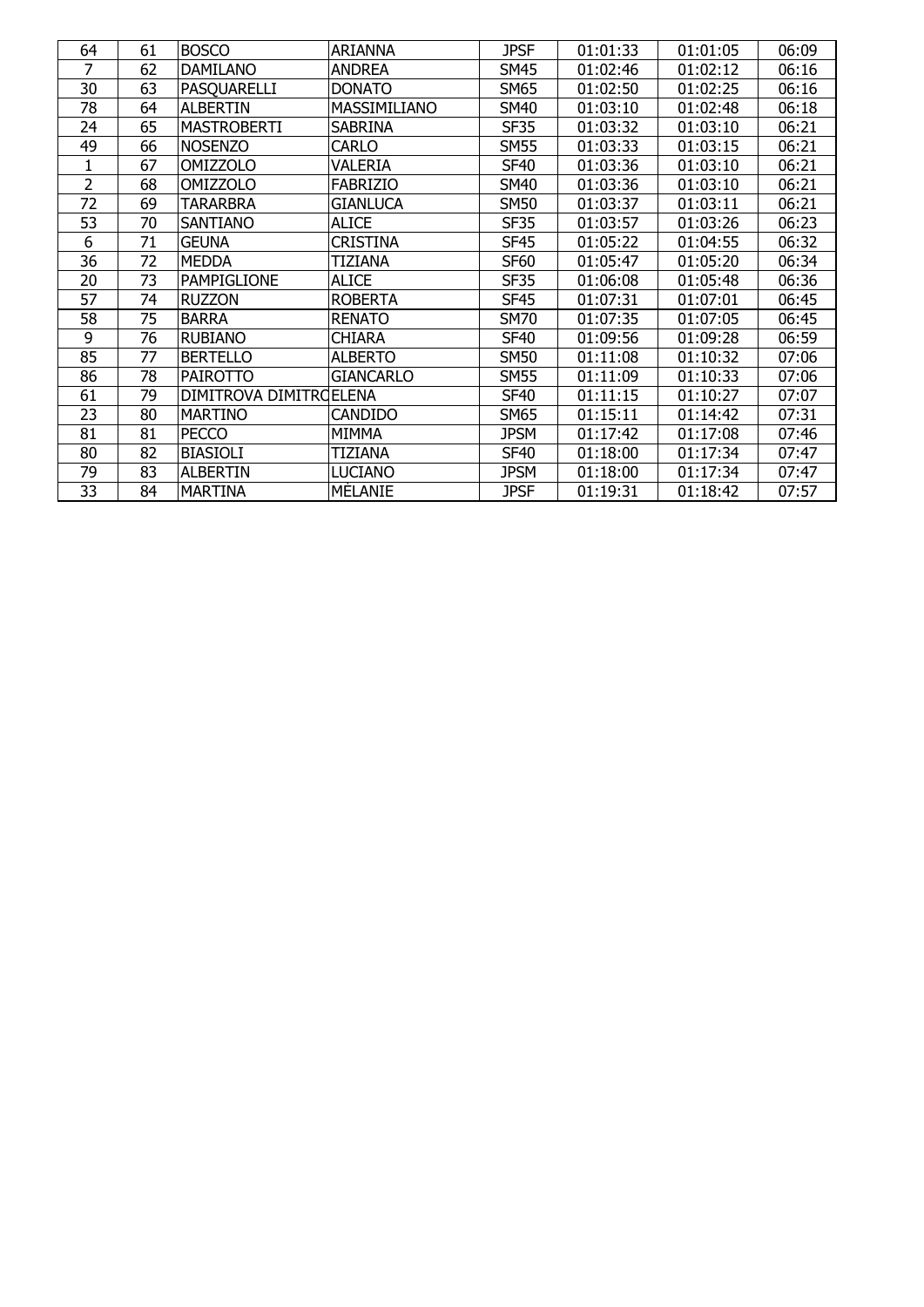| | | | | | | | |
|---|---|---|---|---|---|---|---|
| 64 | 61 | BOSCO | ARIANNA | JPSF | 01:01:33 | 01:01:05 | 06:09 |
| 7 | 62 | DAMILANO | ANDREA | SM45 | 01:02:46 | 01:02:12 | 06:16 |
| 30 | 63 | PASQUARELLI | DONATO | SM65 | 01:02:50 | 01:02:25 | 06:16 |
| 78 | 64 | ALBERTIN | MASSIMILIANO | SM40 | 01:03:10 | 01:02:48 | 06:18 |
| 24 | 65 | MASTROBERTI | SABRINA | SF35 | 01:03:32 | 01:03:10 | 06:21 |
| 49 | 66 | NOSENZO | CARLO | SM55 | 01:03:33 | 01:03:15 | 06:21 |
| 1 | 67 | OMIZZOLO | VALERIA | SF40 | 01:03:36 | 01:03:10 | 06:21 |
| 2 | 68 | OMIZZOLO | FABRIZIO | SM40 | 01:03:36 | 01:03:10 | 06:21 |
| 72 | 69 | TARARBRA | GIANLUCA | SM50 | 01:03:37 | 01:03:11 | 06:21 |
| 53 | 70 | SANTIANO | ALICE | SF35 | 01:03:57 | 01:03:26 | 06:23 |
| 6 | 71 | GEUNA | CRISTINA | SF45 | 01:05:22 | 01:04:55 | 06:32 |
| 36 | 72 | MEDDA | TIZIANA | SF60 | 01:05:47 | 01:05:20 | 06:34 |
| 20 | 73 | PAMPIGLIONE | ALICE | SF35 | 01:06:08 | 01:05:48 | 06:36 |
| 57 | 74 | RUZZON | ROBERTA | SF45 | 01:07:31 | 01:07:01 | 06:45 |
| 58 | 75 | BARRA | RENATO | SM70 | 01:07:35 | 01:07:05 | 06:45 |
| 9 | 76 | RUBIANO | CHIARA | SF40 | 01:09:56 | 01:09:28 | 06:59 |
| 85 | 77 | BERTELLO | ALBERTO | SM50 | 01:11:08 | 01:10:32 | 07:06 |
| 86 | 78 | PAIROTTO | GIANCARLO | SM55 | 01:11:09 | 01:10:33 | 07:06 |
| 61 | 79 | DIMITROVA DIMITRO | ELENA | SF40 | 01:11:15 | 01:10:27 | 07:07 |
| 23 | 80 | MARTINO | CANDIDO | SM65 | 01:15:11 | 01:14:42 | 07:31 |
| 81 | 81 | PECCO | MIMMA | JPSM | 01:17:42 | 01:17:08 | 07:46 |
| 80 | 82 | BIASIOLI | TIZIANA | SF40 | 01:18:00 | 01:17:34 | 07:47 |
| 79 | 83 | ALBERTIN | LUCIANO | JPSM | 01:18:00 | 01:17:34 | 07:47 |
| 33 | 84 | MARTINA | MÈLANIE | JPSF | 01:19:31 | 01:18:42 | 07:57 |